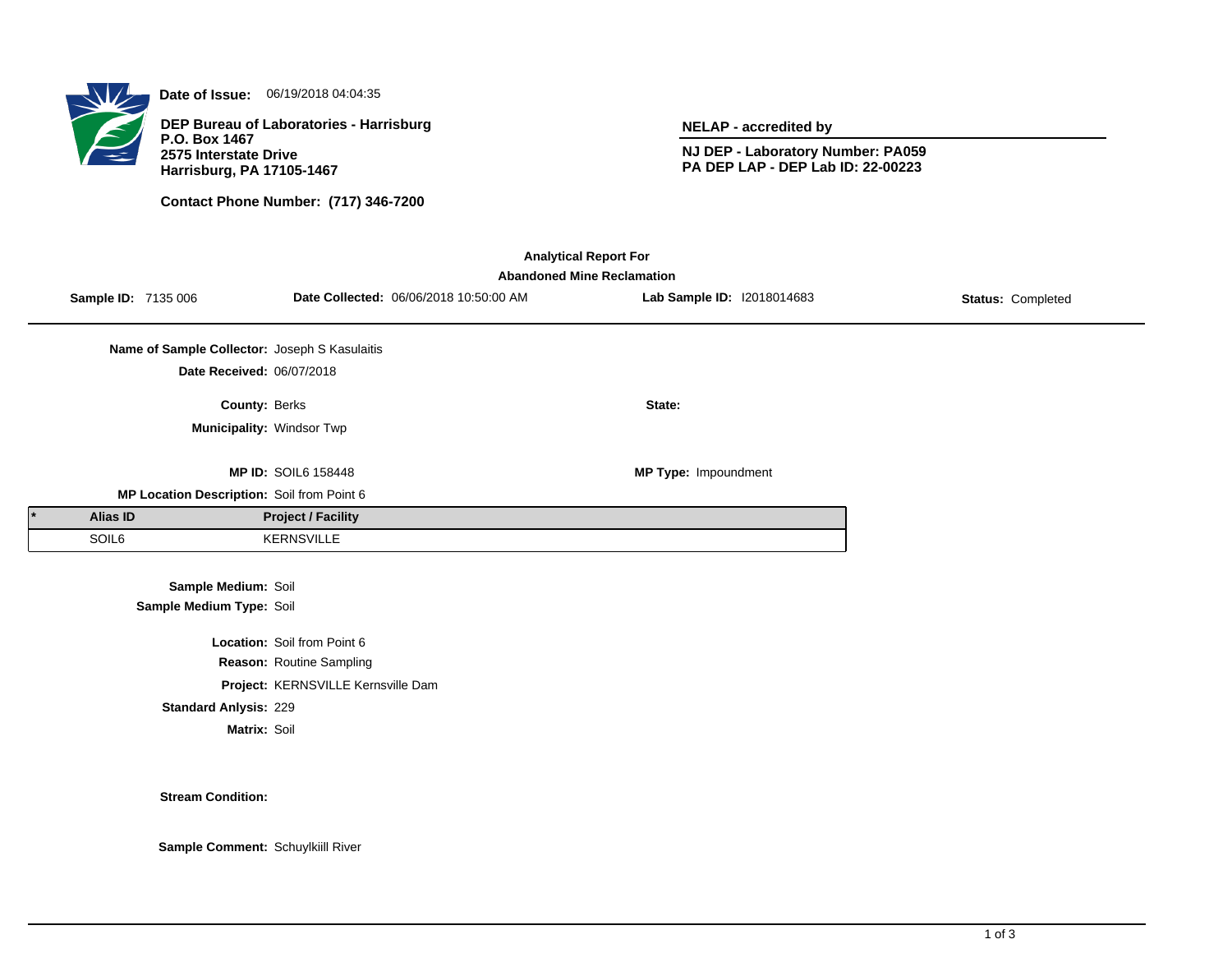**Date of Issue:** 06/19/2018 04:04:35

**DEP Bureau of Laboratories - Harrisburg**
**P.O. Box 1467**
**2575 Interstate Drive**
**Harrisburg, PA 17105-1467**

**Contact Phone Number: (717) 346-7200**

**NELAP - accredited by**

**NJ DEP - Laboratory Number: PA059**
**PA DEP LAP - DEP Lab ID: 22-00223**

## Analytical Report For Abandoned Mine Reclamation

**Sample ID:** 7135 006 | **Date Collected:** 06/06/2018 10:50:00 AM | **Lab Sample ID:** I2018014683 | **Status:** Completed

**Name of Sample Collector:** Joseph S Kasulaitis
**Date Received:** 06/07/2018

**County:** Berks
**State:**
**Municipality:** Windsor Twp

**MP ID:** SOIL6 158448
**MP Type:** Impoundment
**MP Location Description:** Soil from Point 6

| * | Alias ID | Project / Facility |
|---|---|---|
| | SOIL6 | KERNSVILLE |

**Sample Medium:** Soil
**Sample Medium Type:** Soil

**Location:** Soil from Point 6
**Reason:** Routine Sampling
**Project:** KERNSVILLE Kernsville Dam
**Standard Anlysis:** 229
**Matrix:** Soil

**Stream Condition:**

**Sample Comment:** Schuylkiill River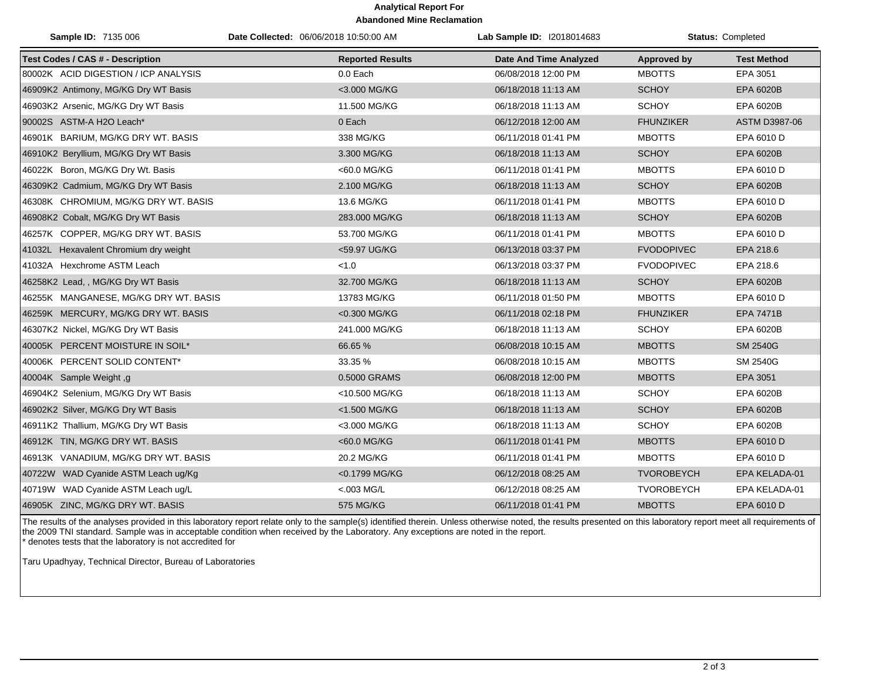**Analytical Report For**
**Abandoned Mine Reclamation**

**Sample ID:** 7135 006 **Date Collected:** 06/06/2018 10:50:00 AM **Lab Sample ID:** I2018014683 **Status:** Completed

| Test Codes / CAS # - Description | Reported Results | Date And Time Analyzed | Approved by | Test Method |
|---|---|---|---|---|
| 80002K ACID DIGESTION / ICP ANALYSIS | 0.0 Each | 06/08/2018 12:00 PM | MBOTTS | EPA 3051 |
| 46909K2 Antimony, MG/KG Dry WT Basis | <3.000 MG/KG | 06/18/2018 11:13 AM | SCHOY | EPA 6020B |
| 46903K2 Arsenic, MG/KG Dry WT Basis | 11.500 MG/KG | 06/18/2018 11:13 AM | SCHOY | EPA 6020B |
| 90002S ASTM-A H2O Leach* | 0 Each | 06/12/2018 12:00 AM | FHUNZIKER | ASTM D3987-06 |
| 46901K BARIUM, MG/KG DRY WT. BASIS | 338 MG/KG | 06/11/2018 01:41 PM | MBOTTS | EPA 6010 D |
| 46910K2 Beryllium, MG/KG Dry WT Basis | 3.300 MG/KG | 06/18/2018 11:13 AM | SCHOY | EPA 6020B |
| 46022K Boron, MG/KG Dry Wt. Basis | <60.0 MG/KG | 06/11/2018 01:41 PM | MBOTTS | EPA 6010 D |
| 46309K2 Cadmium, MG/KG Dry WT Basis | 2.100 MG/KG | 06/18/2018 11:13 AM | SCHOY | EPA 6020B |
| 46308K CHROMIUM, MG/KG DRY WT. BASIS | 13.6 MG/KG | 06/11/2018 01:41 PM | MBOTTS | EPA 6010 D |
| 46908K2 Cobalt, MG/KG Dry WT Basis | 283.000 MG/KG | 06/18/2018 11:13 AM | SCHOY | EPA 6020B |
| 46257K COPPER, MG/KG DRY WT. BASIS | 53.700 MG/KG | 06/11/2018 01:41 PM | MBOTTS | EPA 6010 D |
| 41032L Hexavalent Chromium dry weight | <59.97 UG/KG | 06/13/2018 03:37 PM | FVODOPIVEC | EPA 218.6 |
| 41032A Hexchrome ASTM Leach | <1.0 | 06/13/2018 03:37 PM | FVODOPIVEC | EPA 218.6 |
| 46258K2 Lead, , MG/KG Dry WT Basis | 32.700 MG/KG | 06/18/2018 11:13 AM | SCHOY | EPA 6020B |
| 46255K MANGANESE, MG/KG DRY WT. BASIS | 13783 MG/KG | 06/11/2018 01:50 PM | MBOTTS | EPA 6010 D |
| 46259K MERCURY, MG/KG DRY WT. BASIS | <0.300 MG/KG | 06/11/2018 02:18 PM | FHUNZIKER | EPA 7471B |
| 46307K2 Nickel, MG/KG Dry WT Basis | 241.000 MG/KG | 06/18/2018 11:13 AM | SCHOY | EPA 6020B |
| 40005K PERCENT MOISTURE IN SOIL* | 66.65 % | 06/08/2018 10:15 AM | MBOTTS | SM 2540G |
| 40006K PERCENT SOLID CONTENT* | 33.35 % | 06/08/2018 10:15 AM | MBOTTS | SM 2540G |
| 40004K Sample Weight ,g | 0.5000 GRAMS | 06/08/2018 12:00 PM | MBOTTS | EPA 3051 |
| 46904K2 Selenium, MG/KG Dry WT Basis | <10.500 MG/KG | 06/18/2018 11:13 AM | SCHOY | EPA 6020B |
| 46902K2 Silver, MG/KG Dry WT Basis | <1.500 MG/KG | 06/18/2018 11:13 AM | SCHOY | EPA 6020B |
| 46911K2 Thallium, MG/KG Dry WT Basis | <3.000 MG/KG | 06/18/2018 11:13 AM | SCHOY | EPA 6020B |
| 46912K TIN, MG/KG DRY WT. BASIS | <60.0 MG/KG | 06/11/2018 01:41 PM | MBOTTS | EPA 6010 D |
| 46913K VANADIUM, MG/KG DRY WT. BASIS | 20.2 MG/KG | 06/11/2018 01:41 PM | MBOTTS | EPA 6010 D |
| 40722W WAD Cyanide ASTM Leach ug/Kg | <0.1799 MG/KG | 06/12/2018 08:25 AM | TVOROBEYCH | EPA KELADA-01 |
| 40719W WAD Cyanide ASTM Leach ug/L | <.003 MG/L | 06/12/2018 08:25 AM | TVOROBEYCH | EPA KELADA-01 |
| 46905K ZINC, MG/KG DRY WT. BASIS | 575 MG/KG | 06/11/2018 01:41 PM | MBOTTS | EPA 6010 D |

The results of the analyses provided in this laboratory report relate only to the sample(s) identified therein. Unless otherwise noted, the results presented on this laboratory report meet all requirements of the 2009 TNI standard. Sample was in acceptable condition when received by the Laboratory. Any exceptions are noted in the report.
* denotes tests that the laboratory is not accredited for

Taru Upadhyay, Technical Director, Bureau of Laboratories